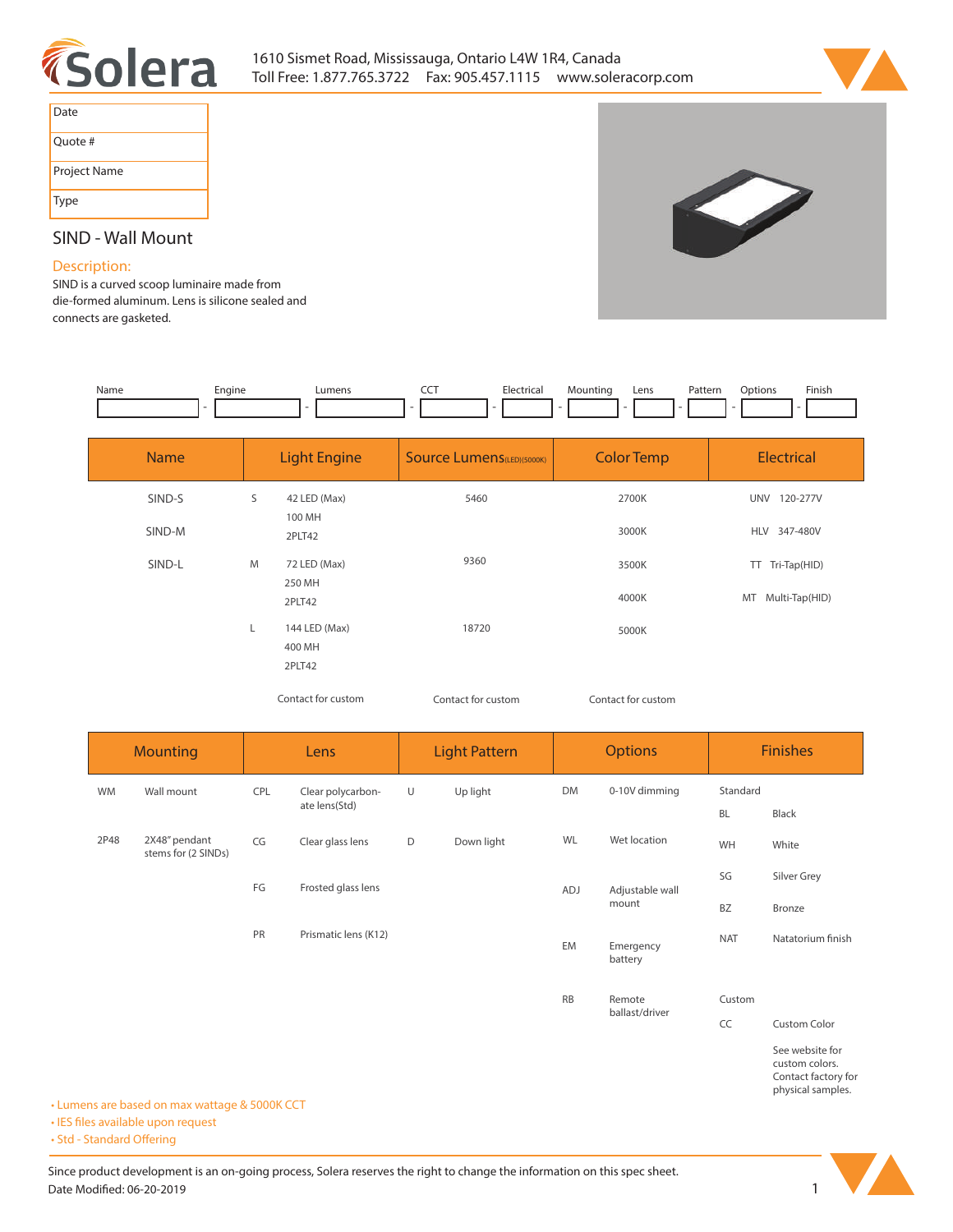# Solera

1610 Sismet Road, Mississauga, Ontario L4W 1R4, Canada
Toll Free: 1.877.765.3722 Fax: 905.457.1115 www.soleracorp.com

| Date |
|---|
| Quote # |
| Project Name |
| Type |

## SIND - Wall Mount

### Description:

SIND is a curved scoop luminaire made from die-formed aluminum. Lens is silicone sealed and connects are gasketed.

| Name | Engine | Lumens | CCT | Electrical | Mounting | Lens | Pattern | Options | Finish |
|---|---|---|---|---|---|---|---|---|---|
| | - | - | - | - | - | - | - | - | - |

| Name | Light Engine | | Source Lumens(LED)(5000K) | Color Temp | Electrical | |
|---|---|---|---|---|---|---|
| SIND-S | S | 42 LED (Max)<br>100 MH<br>2PLT42 | 5460 | 2700K | UNV | 120-277V |
| SIND-M | | | | 3000K | HLV | 347-480V |
| SIND-L | M | 72 LED (Max)<br>250 MH<br>2PLT42 | 9360 | 3500K | TT | Tri-Tap(HID) |
| | | | | 4000K | MT | Multi-Tap(HID) |
| | L | 144 LED (Max)<br>400 MH<br>2PLT42 | 18720 | 5000K | | |
| | | Contact for custom | Contact for custom | Contact for custom | | |

| Mounting | | Lens | | Light Pattern | | Options | | Finishes | |
|---|---|---|---|---|---|---|---|---|---|
| WM | Wall mount | CPL | Clear polycarbonate lens(Std) | U | Up light | DM | 0-10V dimming | Standard | |
| | | | | | | | | BL | Black |
| 2P48 | 2X48" pendant stems for (2 SINDs) | CG | Clear glass lens | D | Down light | WL | Wet location | WH | White |
| | | FG | Frosted glass lens | | | ADJ | Adjustable wall mount | SG | Silver Grey |
| | | | | | | | | BZ | Bronze |
| | | PR | Prismatic lens (K12) | | | EM | Emergency battery | NAT | Natatorium finish |
| | | | | | | RB | Remote ballast/driver | Custom | |
| | | | | | | | | CC | Custom Color |
| | | | | | | | | | See website for custom colors. Contact factory for physical samples. |

- Lumens are based on max wattage & 5000K CCT
- IES files available upon request
- Std - Standard Offering

Since product development is an on-going process, Solera reserves the right to change the information on this spec sheet.
Date Modified: 06-20-2019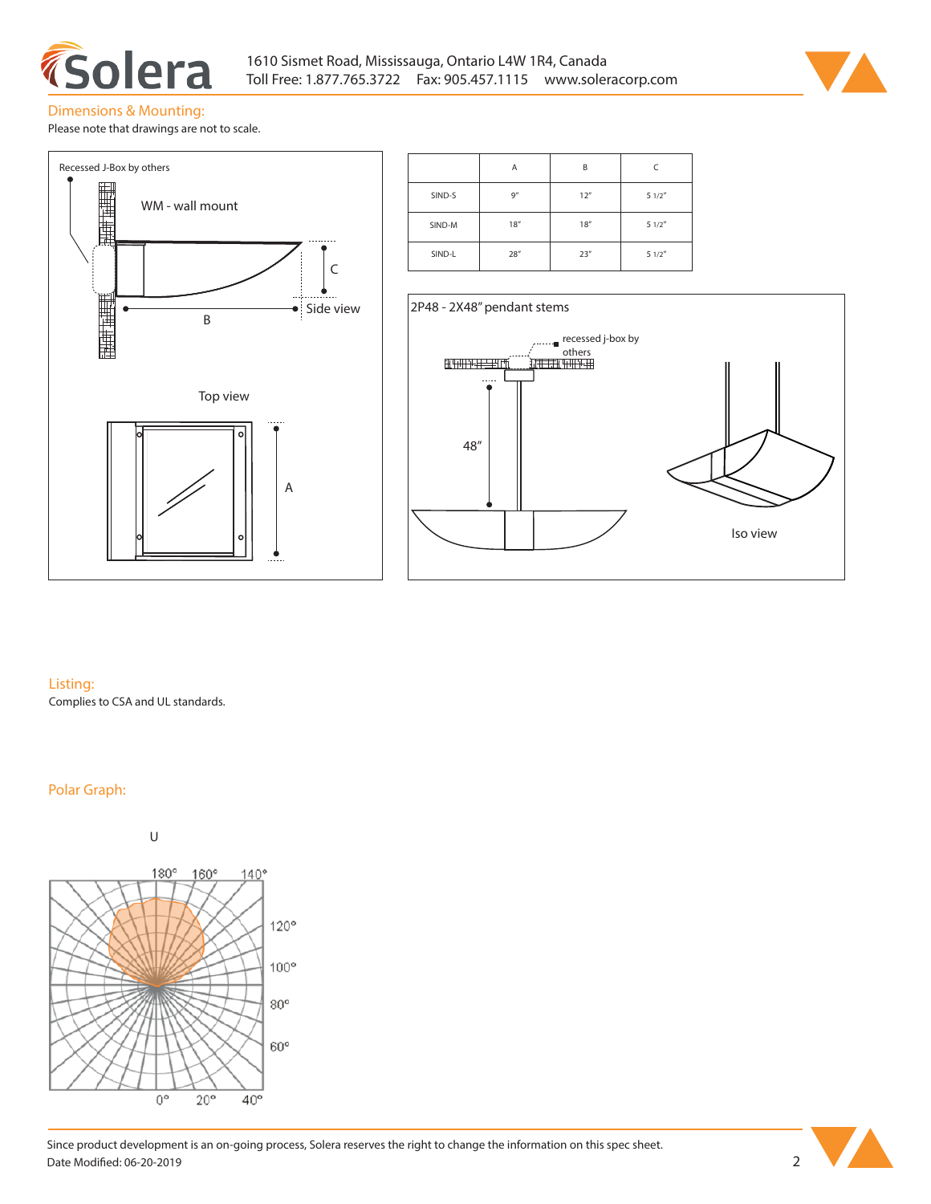1610 Sismet Road, Mississauga, Ontario L4W 1R4, Canada
Toll Free: 1.877.765.3722 Fax: 905.457.1115 www.soleracorp.com

## Dimensions & Mounting:

Please note that drawings are not to scale.

Recessed J-Box by others

WM - wall mount

C

B

Side view

Top view

A

| | A | B | C |
|---|---|---|---|
| SIND-S | 9" | 12" | 5 1/2" |
| SIND-M | 18" | 18" | 5 1/2" |
| SIND-L | 28" | 23" | 5 1/2" |

2P48 - 2X48" pendant stems

recessed j-box by others

48"

Iso view

## Listing:

Complies to CSA and UL standards.

## Polar Graph:

U

180° 160° 140°

120°

100°

80°

60°

0° 20° 40°

Since product development is an on-going process, Solera reserves the right to change the information on this spec sheet.
Date Modified: 06-20-2019